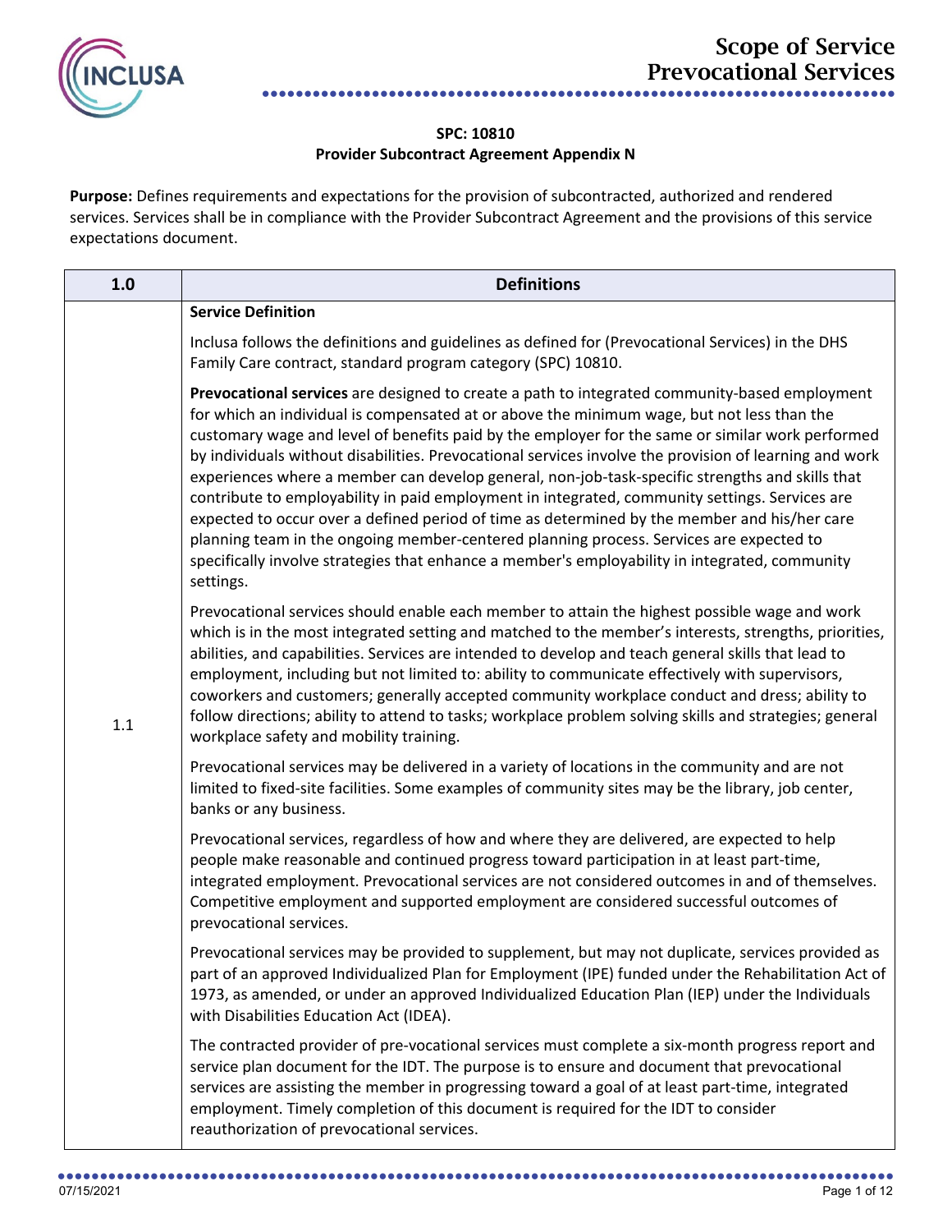# Scope of Service
# Prevocational Services

**SPC: 10810**
**Provider Subcontract Agreement Appendix N**

**Purpose:** Defines requirements and expectations for the provision of subcontracted, authorized and rendered services. Services shall be in compliance with the Provider Subcontract Agreement and the provisions of this service expectations document.

| 1.0 | Definitions |
|---|---|
| 1.1 | **Service Definition**<br><br>Inclusa follows the definitions and guidelines as defined for (Prevocational Services) in the DHS Family Care contract, standard program category (SPC) 10810.<br><br>**Prevocational services** are designed to create a path to integrated community-based employment for which an individual is compensated at or above the minimum wage, but not less than the customary wage and level of benefits paid by the employer for the same or similar work performed by individuals without disabilities. Prevocational services involve the provision of learning and work experiences where a member can develop general, non-job-task-specific strengths and skills that contribute to employability in paid employment in integrated, community settings. Services are expected to occur over a defined period of time as determined by the member and his/her care planning team in the ongoing member-centered planning process. Services are expected to specifically involve strategies that enhance a member's employability in integrated, community settings.<br><br>Prevocational services should enable each member to attain the highest possible wage and work which is in the most integrated setting and matched to the member's interests, strengths, priorities, abilities, and capabilities. Services are intended to develop and teach general skills that lead to employment, including but not limited to: ability to communicate effectively with supervisors, coworkers and customers; generally accepted community workplace conduct and dress; ability to follow directions; ability to attend to tasks; workplace problem solving skills and strategies; general workplace safety and mobility training.<br><br>Prevocational services may be delivered in a variety of locations in the community and are not limited to fixed-site facilities. Some examples of community sites may be the library, job center, banks or any business.<br><br>Prevocational services, regardless of how and where they are delivered, are expected to help people make reasonable and continued progress toward participation in at least part-time, integrated employment. Prevocational services are not considered outcomes in and of themselves. Competitive employment and supported employment are considered successful outcomes of prevocational services.<br><br>Prevocational services may be provided to supplement, but may not duplicate, services provided as part of an approved Individualized Plan for Employment (IPE) funded under the Rehabilitation Act of 1973, as amended, or under an approved Individualized Education Plan (IEP) under the Individuals with Disabilities Education Act (IDEA).<br><br>The contracted provider of pre-vocational services must complete a six-month progress report and service plan document for the IDT. The purpose is to ensure and document that prevocational services are assisting the member in progressing toward a goal of at least part-time, integrated employment. Timely completion of this document is required for the IDT to consider reauthorization of prevocational services. |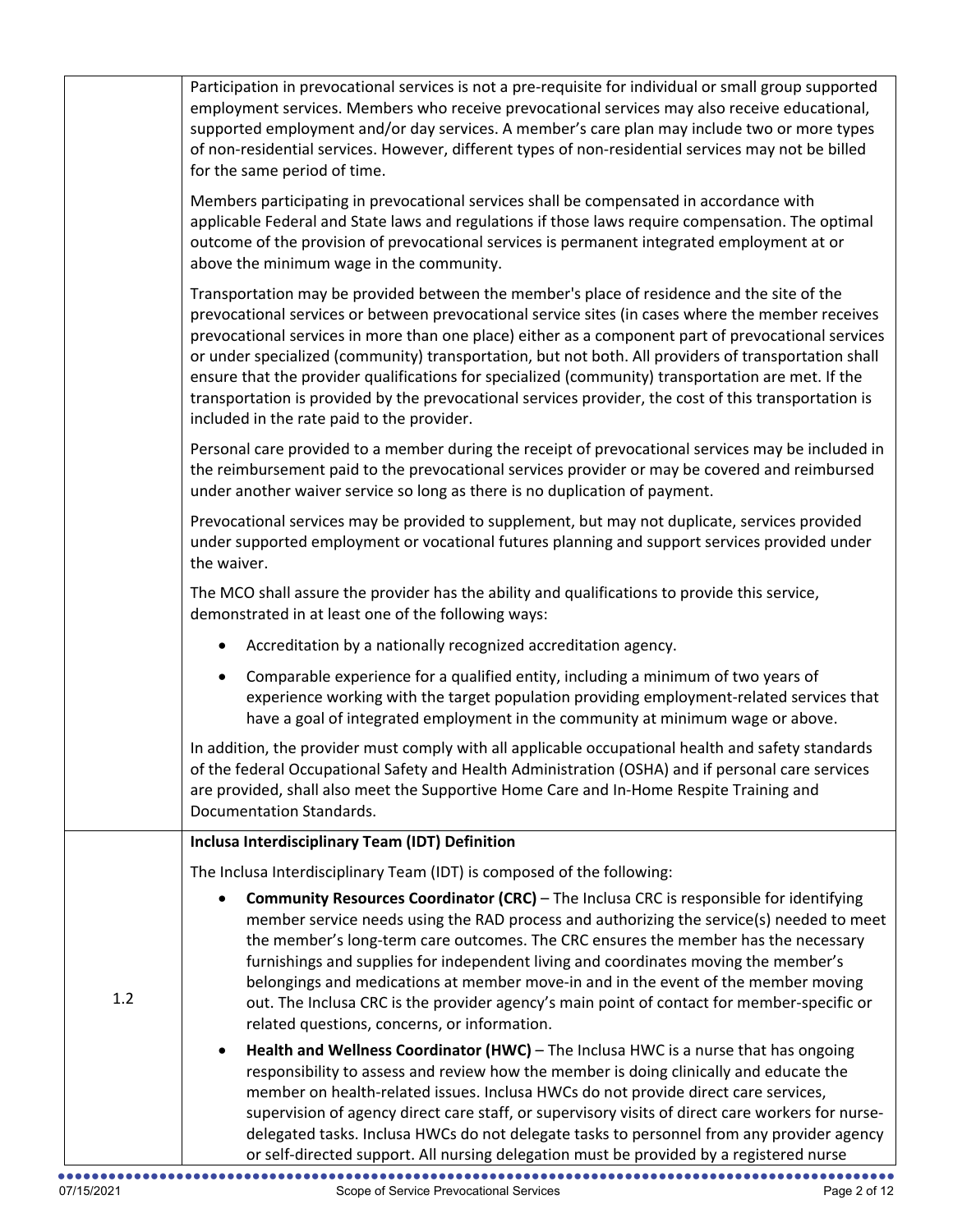| | |
|---|---|
| | Participation in prevocational services is not a pre-requisite for individual or small group supported employment services. Members who receive prevocational services may also receive educational, supported employment and/or day services. A member's care plan may include two or more types of non-residential services. However, different types of non-residential services may not be billed for the same period of time.<br><br>Members participating in prevocational services shall be compensated in accordance with applicable Federal and State laws and regulations if those laws require compensation. The optimal outcome of the provision of prevocational services is permanent integrated employment at or above the minimum wage in the community.<br><br>Transportation may be provided between the member's place of residence and the site of the prevocational services or between prevocational service sites (in cases where the member receives prevocational services in more than one place) either as a component part of prevocational services or under specialized (community) transportation, but not both. All providers of transportation shall ensure that the provider qualifications for specialized (community) transportation are met. If the transportation is provided by the prevocational services provider, the cost of this transportation is included in the rate paid to the provider.<br><br>Personal care provided to a member during the receipt of prevocational services may be included in the reimbursement paid to the prevocational services provider or may be covered and reimbursed under another waiver service so long as there is no duplication of payment.<br><br>Prevocational services may be provided to supplement, but may not duplicate, services provided under supported employment or vocational futures planning and support services provided under the waiver.<br><br>The MCO shall assure the provider has the ability and qualifications to provide this service, demonstrated in at least one of the following ways:<br><br>• Accreditation by a nationally recognized accreditation agency.<br>• Comparable experience for a qualified entity, including a minimum of two years of experience working with the target population providing employment-related services that have a goal of integrated employment in the community at minimum wage or above.<br><br>In addition, the provider must comply with all applicable occupational health and safety standards of the federal Occupational Safety and Health Administration (OSHA) and if personal care services are provided, shall also meet the Supportive Home Care and In-Home Respite Training and Documentation Standards. |
| 1.2 | **Inclusa Interdisciplinary Team (IDT) Definition**<br><br>The Inclusa Interdisciplinary Team (IDT) is composed of the following:<br><br>• **Community Resources Coordinator (CRC)** – The Inclusa CRC is responsible for identifying member service needs using the RAD process and authorizing the service(s) needed to meet the member's long-term care outcomes. The CRC ensures the member has the necessary furnishings and supplies for independent living and coordinates moving the member's belongings and medications at member move-in and in the event of the member moving out. The Inclusa CRC is the provider agency's main point of contact for member-specific or related questions, concerns, or information.<br>• **Health and Wellness Coordinator (HWC)** – The Inclusa HWC is a nurse that has ongoing responsibility to assess and review how the member is doing clinically and educate the member on health-related issues. Inclusa HWCs do not provide direct care services, supervision of agency direct care staff, or supervisory visits of direct care workers for nurse-delegated tasks. Inclusa HWCs do not delegate tasks to personnel from any provider agency or self-directed support. All nursing delegation must be provided by a registered nurse |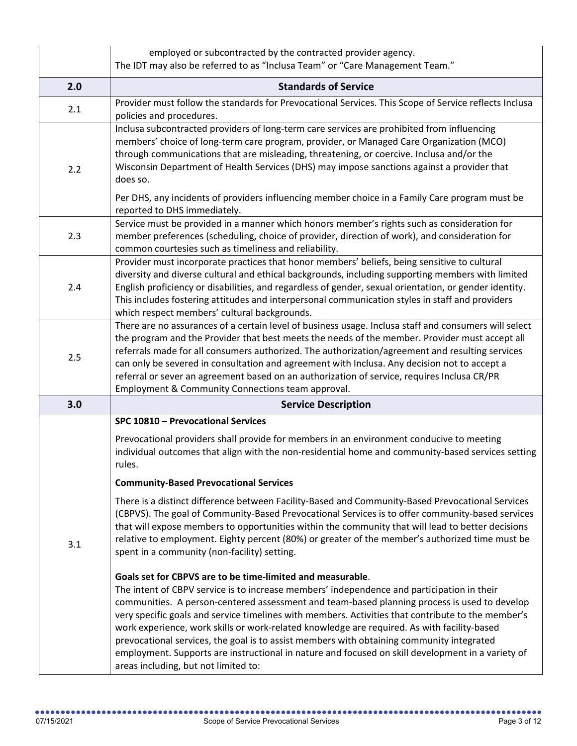| | |
|---|---|
| | employed or subcontracted by the contracted provider agency.<br>The IDT may also be referred to as "Inclusa Team" or "Care Management Team." |
| **2.0** | **Standards of Service** |
| 2.1 | Provider must follow the standards for Prevocational Services. This Scope of Service reflects Inclusa policies and procedures. |
| 2.2 | Inclusa subcontracted providers of long-term care services are prohibited from influencing members' choice of long-term care program, provider, or Managed Care Organization (MCO) through communications that are misleading, threatening, or coercive. Inclusa and/or the Wisconsin Department of Health Services (DHS) may impose sanctions against a provider that does so.<br><br>Per DHS, any incidents of providers influencing member choice in a Family Care program must be reported to DHS immediately. |
| 2.3 | Service must be provided in a manner which honors member's rights such as consideration for member preferences (scheduling, choice of provider, direction of work), and consideration for common courtesies such as timeliness and reliability. |
| 2.4 | Provider must incorporate practices that honor members' beliefs, being sensitive to cultural diversity and diverse cultural and ethical backgrounds, including supporting members with limited English proficiency or disabilities, and regardless of gender, sexual orientation, or gender identity. This includes fostering attitudes and interpersonal communication styles in staff and providers which respect members' cultural backgrounds. |
| 2.5 | There are no assurances of a certain level of business usage. Inclusa staff and consumers will select the program and the Provider that best meets the needs of the member. Provider must accept all referrals made for all consumers authorized. The authorization/agreement and resulting services can only be severed in consultation and agreement with Inclusa. Any decision not to accept a referral or sever an agreement based on an authorization of service, requires Inclusa CR/PR Employment & Community Connections team approval. |
| **3.0** | **Service Description** |
| 3.1 | **SPC 10810 – Prevocational Services**<br><br>Prevocational providers shall provide for members in an environment conducive to meeting individual outcomes that align with the non-residential home and community-based services setting rules.<br><br>**Community-Based Prevocational Services**<br><br>There is a distinct difference between Facility-Based and Community-Based Prevocational Services (CBPVS). The goal of Community-Based Prevocational Services is to offer community-based services that will expose members to opportunities within the community that will lead to better decisions relative to employment. Eighty percent (80%) or greater of the member's authorized time must be spent in a community (non-facility) setting.<br><br>**Goals set for CBPVS are to be time-limited and measurable**.<br>The intent of CBPV service is to increase members' independence and participation in their communities. A person-centered assessment and team-based planning process is used to develop very specific goals and service timelines with members. Activities that contribute to the member's work experience, work skills or work-related knowledge are required. As with facility-based prevocational services, the goal is to assist members with obtaining community integrated employment. Supports are instructional in nature and focused on skill development in a variety of areas including, but not limited to: |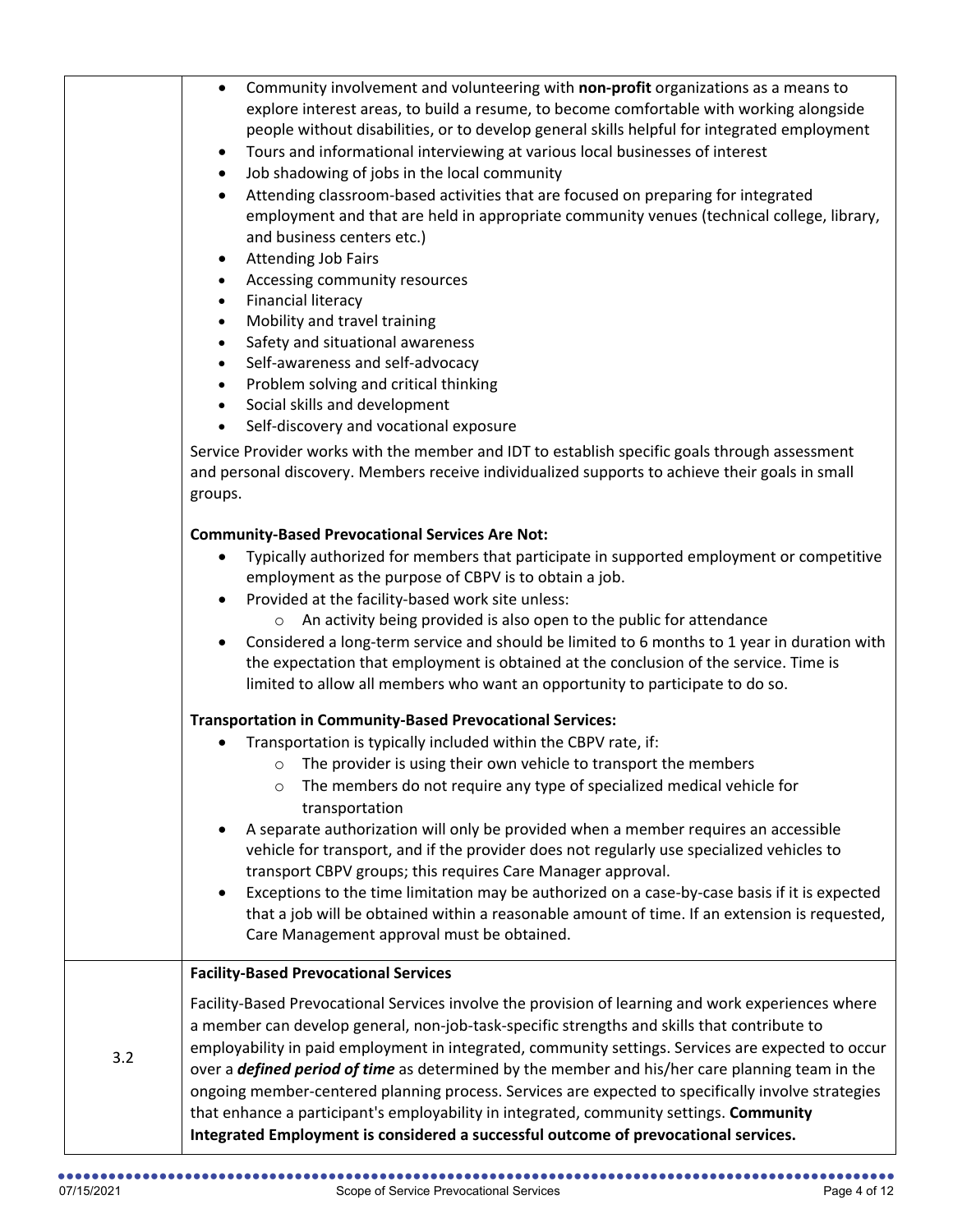| | |
|---|---|
| | • Community involvement and volunteering with **non-profit** organizations as a means to explore interest areas, to build a resume, to become comfortable with working alongside people without disabilities, or to develop general skills helpful for integrated employment<br>• Tours and informational interviewing at various local businesses of interest<br>• Job shadowing of jobs in the local community<br>• Attending classroom-based activities that are focused on preparing for integrated employment and that are held in appropriate community venues (technical college, library, and business centers etc.)<br>• Attending Job Fairs<br>• Accessing community resources<br>• Financial literacy<br>• Mobility and travel training<br>• Safety and situational awareness<br>• Self-awareness and self-advocacy<br>• Problem solving and critical thinking<br>• Social skills and development<br>• Self-discovery and vocational exposure<br><br>Service Provider works with the member and IDT to establish specific goals through assessment and personal discovery. Members receive individualized supports to achieve their goals in small groups.<br><br>**Community-Based Prevocational Services Are Not:**<br>• Typically authorized for members that participate in supported employment or competitive employment as the purpose of CBPV is to obtain a job.<br>• Provided at the facility-based work site unless:<br>&nbsp;&nbsp;&nbsp;&nbsp;○ An activity being provided is also open to the public for attendance<br>• Considered a long-term service and should be limited to 6 months to 1 year in duration with the expectation that employment is obtained at the conclusion of the service. Time is limited to allow all members who want an opportunity to participate to do so.<br><br>**Transportation in Community-Based Prevocational Services:**<br>• Transportation is typically included within the CBPV rate, if:<br>&nbsp;&nbsp;&nbsp;&nbsp;○ The provider is using their own vehicle to transport the members<br>&nbsp;&nbsp;&nbsp;&nbsp;○ The members do not require any type of specialized medical vehicle for transportation<br>• A separate authorization will only be provided when a member requires an accessible vehicle for transport, and if the provider does not regularly use specialized vehicles to transport CBPV groups; this requires Care Manager approval.<br>• Exceptions to the time limitation may be authorized on a case-by-case basis if it is expected that a job will be obtained within a reasonable amount of time. If an extension is requested, Care Management approval must be obtained. |
| 3.2 | **Facility-Based Prevocational Services**<br><br>Facility-Based Prevocational Services involve the provision of learning and work experiences where a member can develop general, non-job-task-specific strengths and skills that contribute to employability in paid employment in integrated, community settings. Services are expected to occur over a ***defined period of time*** as determined by the member and his/her care planning team in the ongoing member-centered planning process. Services are expected to specifically involve strategies that enhance a participant's employability in integrated, community settings. **Community Integrated Employment is considered a successful outcome of prevocational services.** |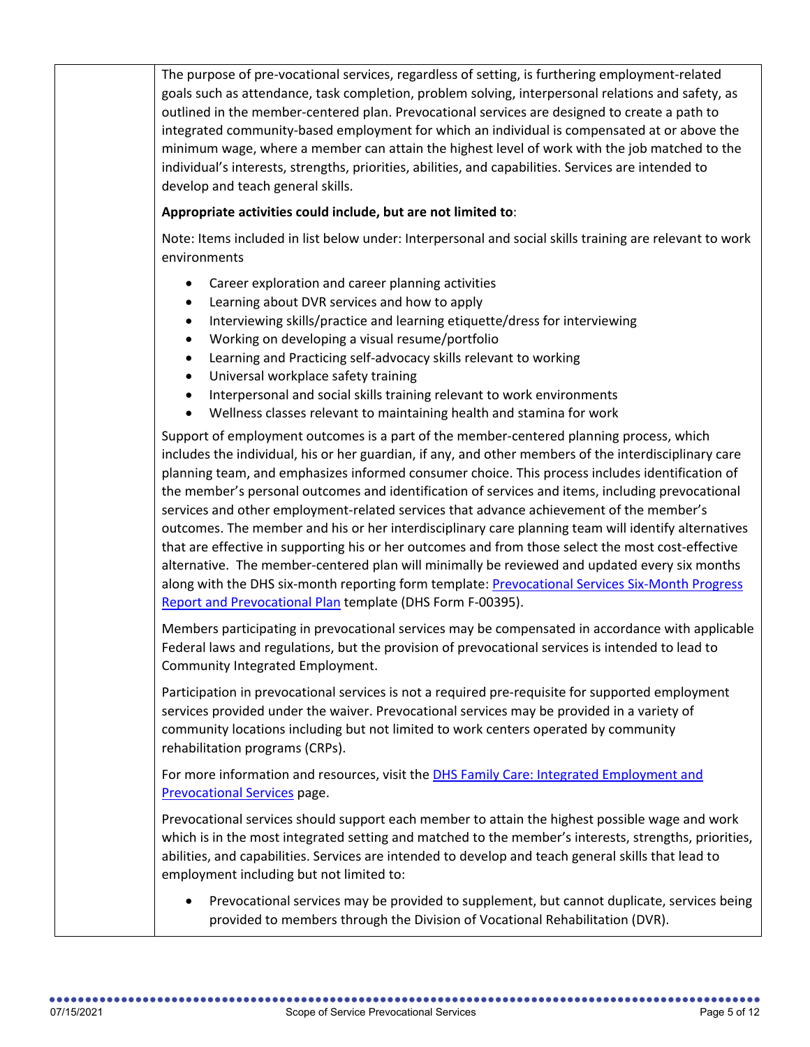The purpose of pre-vocational services, regardless of setting, is furthering employment-related goals such as attendance, task completion, problem solving, interpersonal relations and safety, as outlined in the member-centered plan. Prevocational services are designed to create a path to integrated community-based employment for which an individual is compensated at or above the minimum wage, where a member can attain the highest level of work with the job matched to the individual's interests, strengths, priorities, abilities, and capabilities. Services are intended to develop and teach general skills.

**Appropriate activities could include, but are not limited to**:

Note: Items included in list below under: Interpersonal and social skills training are relevant to work environments

- Career exploration and career planning activities
- Learning about DVR services and how to apply
- Interviewing skills/practice and learning etiquette/dress for interviewing
- Working on developing a visual resume/portfolio
- Learning and Practicing self-advocacy skills relevant to working
- Universal workplace safety training
- Interpersonal and social skills training relevant to work environments
- Wellness classes relevant to maintaining health and stamina for work

Support of employment outcomes is a part of the member-centered planning process, which includes the individual, his or her guardian, if any, and other members of the interdisciplinary care planning team, and emphasizes informed consumer choice. This process includes identification of the member's personal outcomes and identification of services and items, including prevocational services and other employment-related services that advance achievement of the member's outcomes. The member and his or her interdisciplinary care planning team will identify alternatives that are effective in supporting his or her outcomes and from those select the most cost-effective alternative. The member-centered plan will minimally be reviewed and updated every six months along with the DHS six-month reporting form template: Prevocational Services Six-Month Progress Report and Prevocational Plan template (DHS Form F-00395).

Members participating in prevocational services may be compensated in accordance with applicable Federal laws and regulations, but the provision of prevocational services is intended to lead to Community Integrated Employment.

Participation in prevocational services is not a required pre-requisite for supported employment services provided under the waiver. Prevocational services may be provided in a variety of community locations including but not limited to work centers operated by community rehabilitation programs (CRPs).

For more information and resources, visit the DHS Family Care: Integrated Employment and Prevocational Services page.

Prevocational services should support each member to attain the highest possible wage and work which is in the most integrated setting and matched to the member's interests, strengths, priorities, abilities, and capabilities. Services are intended to develop and teach general skills that lead to employment including but not limited to:

- Prevocational services may be provided to supplement, but cannot duplicate, services being provided to members through the Division of Vocational Rehabilitation (DVR).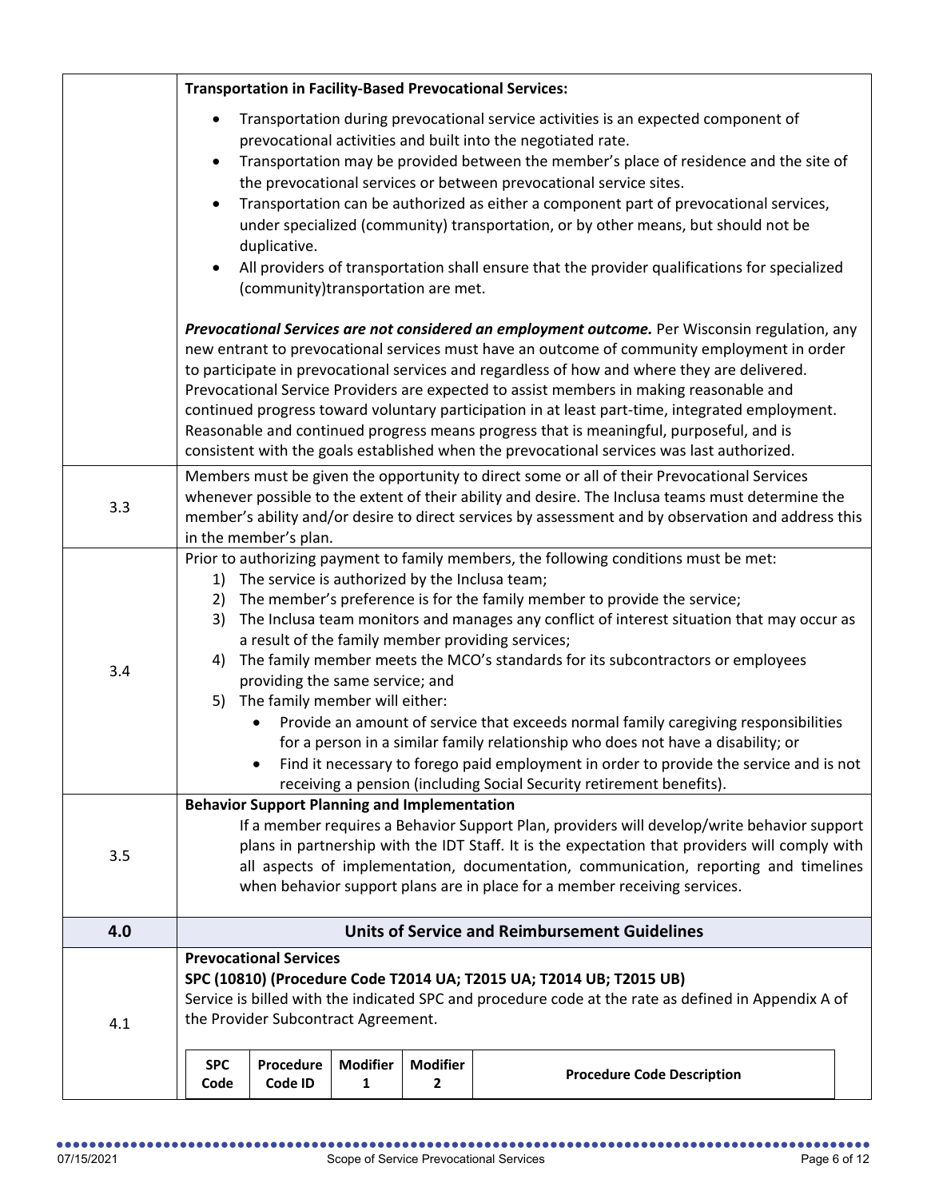| | |
|---|---|
| | **Transportation in Facility-Based Prevocational Services:**<br><br>• Transportation during prevocational service activities is an expected component of prevocational activities and built into the negotiated rate.<br>• Transportation may be provided between the member's place of residence and the site of the prevocational services or between prevocational service sites.<br>• Transportation can be authorized as either a component part of prevocational services, under specialized (community) transportation, or by other means, but should not be duplicative.<br>• All providers of transportation shall ensure that the provider qualifications for specialized (community)transportation are met.<br><br>***Prevocational Services are not considered an employment outcome.*** Per Wisconsin regulation, any new entrant to prevocational services must have an outcome of community employment in order to participate in prevocational services and regardless of how and where they are delivered. Prevocational Service Providers are expected to assist members in making reasonable and continued progress toward voluntary participation in at least part-time, integrated employment. Reasonable and continued progress means progress that is meaningful, purposeful, and is consistent with the goals established when the prevocational services was last authorized. |
| 3.3 | Members must be given the opportunity to direct some or all of their Prevocational Services whenever possible to the extent of their ability and desire. The Inclusa teams must determine the member's ability and/or desire to direct services by assessment and by observation and address this in the member's plan. |
| 3.4 | Prior to authorizing payment to family members, the following conditions must be met:<br>1) The service is authorized by the Inclusa team;<br>2) The member's preference is for the family member to provide the service;<br>3) The Inclusa team monitors and manages any conflict of interest situation that may occur as a result of the family member providing services;<br>4) The family member meets the MCO's standards for its subcontractors or employees providing the same service; and<br>5) The family member will either:<br>• Provide an amount of service that exceeds normal family caregiving responsibilities for a person in a similar family relationship who does not have a disability; or<br>• Find it necessary to forego paid employment in order to provide the service and is not receiving a pension (including Social Security retirement benefits). |
| 3.5 | **Behavior Support Planning and Implementation**<br>If a member requires a Behavior Support Plan, providers will develop/write behavior support plans in partnership with the IDT Staff. It is the expectation that providers will comply with all aspects of implementation, documentation, communication, reporting and timelines when behavior support plans are in place for a member receiving services. |
| **4.0** | **Units of Service and Reimbursement Guidelines** |
| 4.1 | **Prevocational Services**<br>**SPC (10810) (Procedure Code T2014 UA; T2015 UA; T2014 UB; T2015 UB)**<br>Service is billed with the indicated SPC and procedure code at the rate as defined in Appendix A of the Provider Subcontract Agreement. |

| SPC Code | Procedure Code ID | Modifier 1 | Modifier 2 | Procedure Code Description |
|---|---|---|---|---|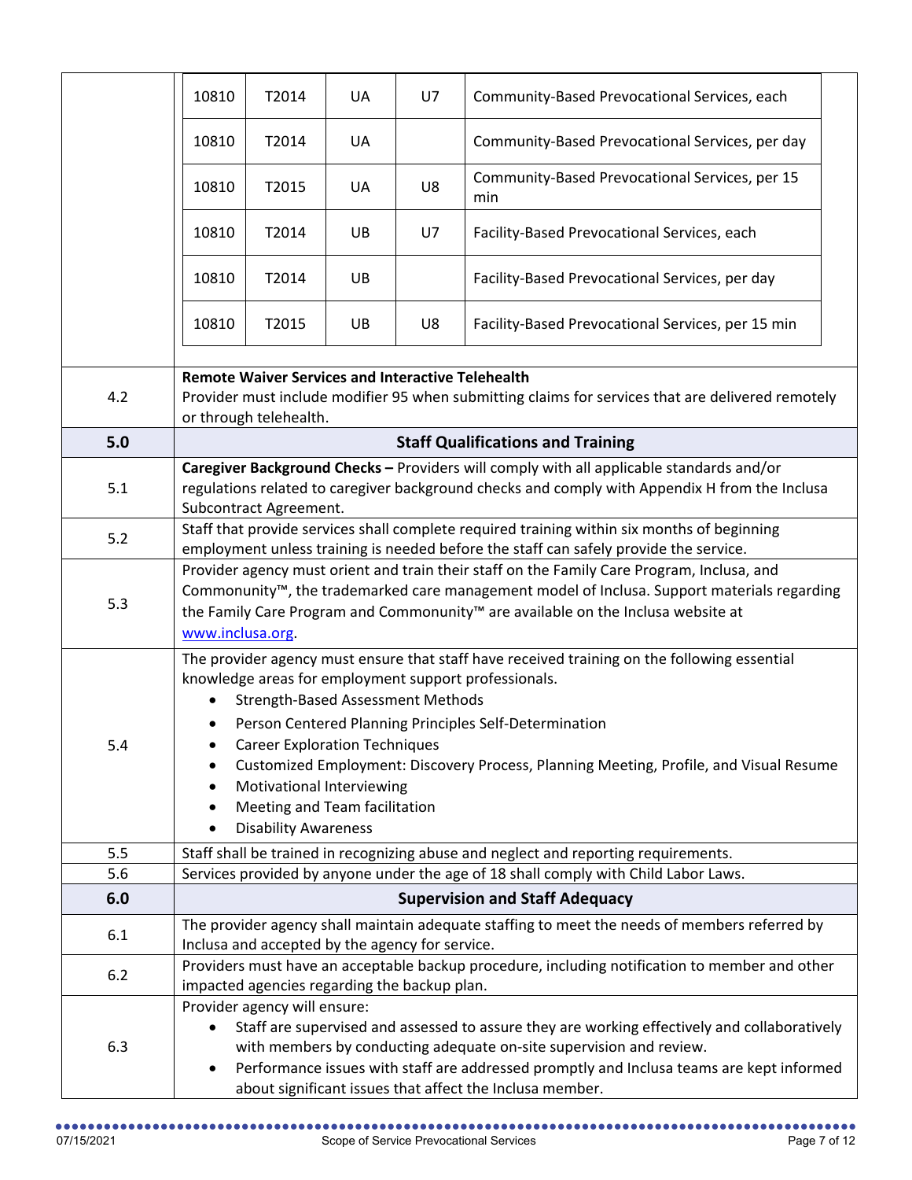| 10810 | T2014 | UA | U7 | Community-Based Prevocational Services, each |
|---|---|---|---|---|
| 10810 | T2014 | UA | | Community-Based Prevocational Services, per day |
| 10810 | T2015 | UA | U8 | Community-Based Prevocational Services, per 15 min |
| 10810 | T2014 | UB | U7 | Facility-Based Prevocational Services, each |
| 10810 | T2014 | UB | | Facility-Based Prevocational Services, per day |
| 10810 | T2015 | UB | U8 | Facility-Based Prevocational Services, per 15 min |

| | |
|---|---|
| 4.2 | **Remote Waiver Services and Interactive Telehealth** Provider must include modifier 95 when submitting claims for services that are delivered remotely or through telehealth. |
| **5.0** | **Staff Qualifications and Training** |
| 5.1 | **Caregiver Background Checks –** Providers will comply with all applicable standards and/or regulations related to caregiver background checks and comply with Appendix H from the Inclusa Subcontract Agreement. |
| 5.2 | Staff that provide services shall complete required training within six months of beginning employment unless training is needed before the staff can safely provide the service. |
| 5.3 | Provider agency must orient and train their staff on the Family Care Program, Inclusa, and Commonunity™, the trademarked care management model of Inclusa. Support materials regarding the Family Care Program and Commonunity™ are available on the Inclusa website at www.inclusa.org. |
| 5.4 | The provider agency must ensure that staff have received training on the following essential knowledge areas for employment support professionals.<br>• Strength-Based Assessment Methods<br>• Person Centered Planning Principles Self-Determination<br>• Career Exploration Techniques<br>• Customized Employment: Discovery Process, Planning Meeting, Profile, and Visual Resume<br>• Motivational Interviewing<br>• Meeting and Team facilitation<br>• Disability Awareness |
| 5.5 | Staff shall be trained in recognizing abuse and neglect and reporting requirements. |
| 5.6 | Services provided by anyone under the age of 18 shall comply with Child Labor Laws. |
| **6.0** | **Supervision and Staff Adequacy** |
| 6.1 | The provider agency shall maintain adequate staffing to meet the needs of members referred by Inclusa and accepted by the agency for service. |
| 6.2 | Providers must have an acceptable backup procedure, including notification to member and other impacted agencies regarding the backup plan. |
| 6.3 | Provider agency will ensure:<br>• Staff are supervised and assessed to assure they are working effectively and collaboratively with members by conducting adequate on-site supervision and review.<br>• Performance issues with staff are addressed promptly and Inclusa teams are kept informed about significant issues that affect the Inclusa member. |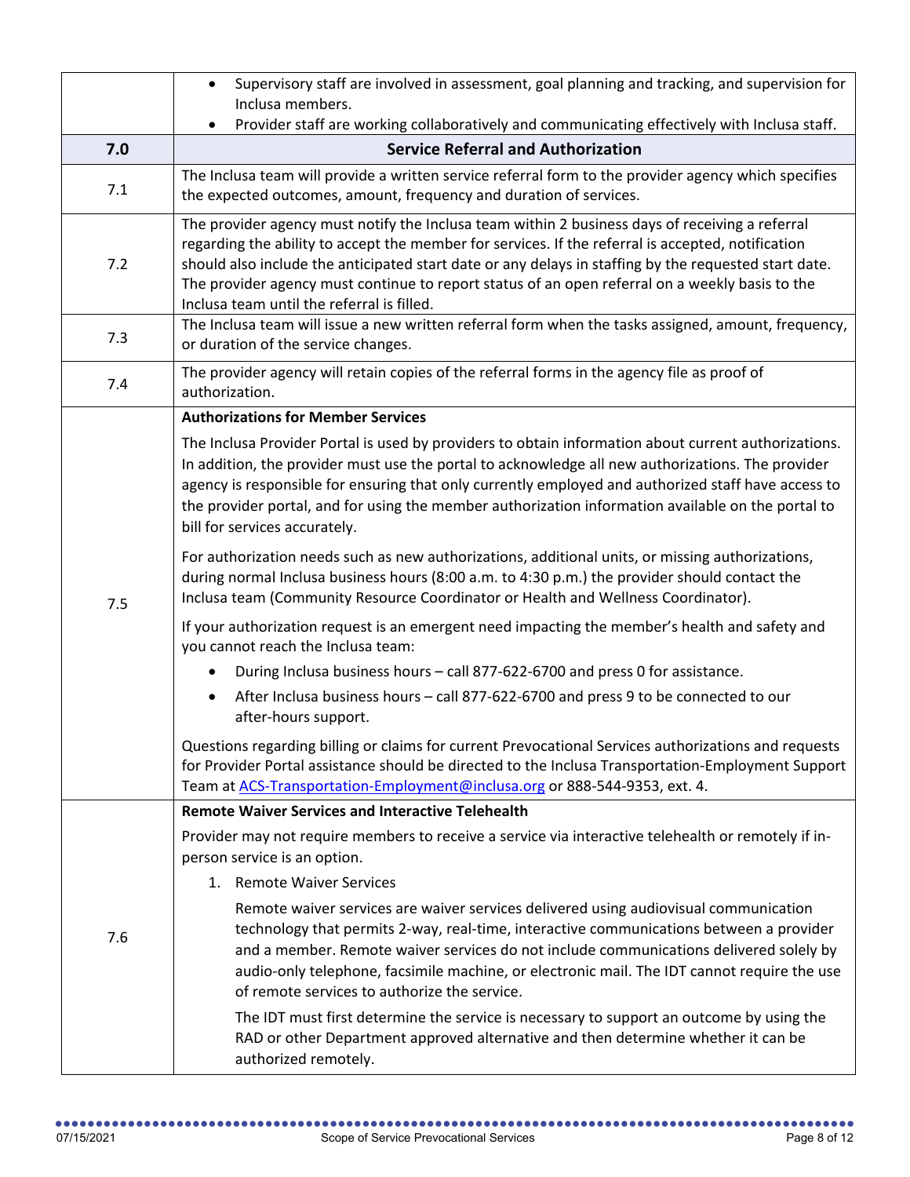| | |
|---|---|
| | • Supervisory staff are involved in assessment, goal planning and tracking, and supervision for Inclusa members.<br>• Provider staff are working collaboratively and communicating effectively with Inclusa staff. |
| **7.0** | **Service Referral and Authorization** |
| 7.1 | The Inclusa team will provide a written service referral form to the provider agency which specifies the expected outcomes, amount, frequency and duration of services. |
| 7.2 | The provider agency must notify the Inclusa team within 2 business days of receiving a referral regarding the ability to accept the member for services. If the referral is accepted, notification should also include the anticipated start date or any delays in staffing by the requested start date. The provider agency must continue to report status of an open referral on a weekly basis to the Inclusa team until the referral is filled. |
| 7.3 | The Inclusa team will issue a new written referral form when the tasks assigned, amount, frequency, or duration of the service changes. |
| 7.4 | The provider agency will retain copies of the referral forms in the agency file as proof of authorization. |
| 7.5 | **Authorizations for Member Services**<br><br>The Inclusa Provider Portal is used by providers to obtain information about current authorizations. In addition, the provider must use the portal to acknowledge all new authorizations. The provider agency is responsible for ensuring that only currently employed and authorized staff have access to the provider portal, and for using the member authorization information available on the portal to bill for services accurately.<br><br>For authorization needs such as new authorizations, additional units, or missing authorizations, during normal Inclusa business hours (8:00 a.m. to 4:30 p.m.) the provider should contact the Inclusa team (Community Resource Coordinator or Health and Wellness Coordinator).<br><br>If your authorization request is an emergent need impacting the member's health and safety and you cannot reach the Inclusa team:<br>• During Inclusa business hours – call 877-622-6700 and press 0 for assistance.<br>• After Inclusa business hours – call 877-622-6700 and press 9 to be connected to our after-hours support.<br><br>Questions regarding billing or claims for current Prevocational Services authorizations and requests for Provider Portal assistance should be directed to the Inclusa Transportation-Employment Support Team at ACS-Transportation-Employment@inclusa.org or 888-544-9353, ext. 4. |
| 7.6 | **Remote Waiver Services and Interactive Telehealth**<br><br>Provider may not require members to receive a service via interactive telehealth or remotely if in-person service is an option.<br><br>1. Remote Waiver Services<br><br>Remote waiver services are waiver services delivered using audiovisual communication technology that permits 2-way, real-time, interactive communications between a provider and a member. Remote waiver services do not include communications delivered solely by audio-only telephone, facsimile machine, or electronic mail. The IDT cannot require the use of remote services to authorize the service.<br><br>The IDT must first determine the service is necessary to support an outcome by using the RAD or other Department approved alternative and then determine whether it can be authorized remotely. |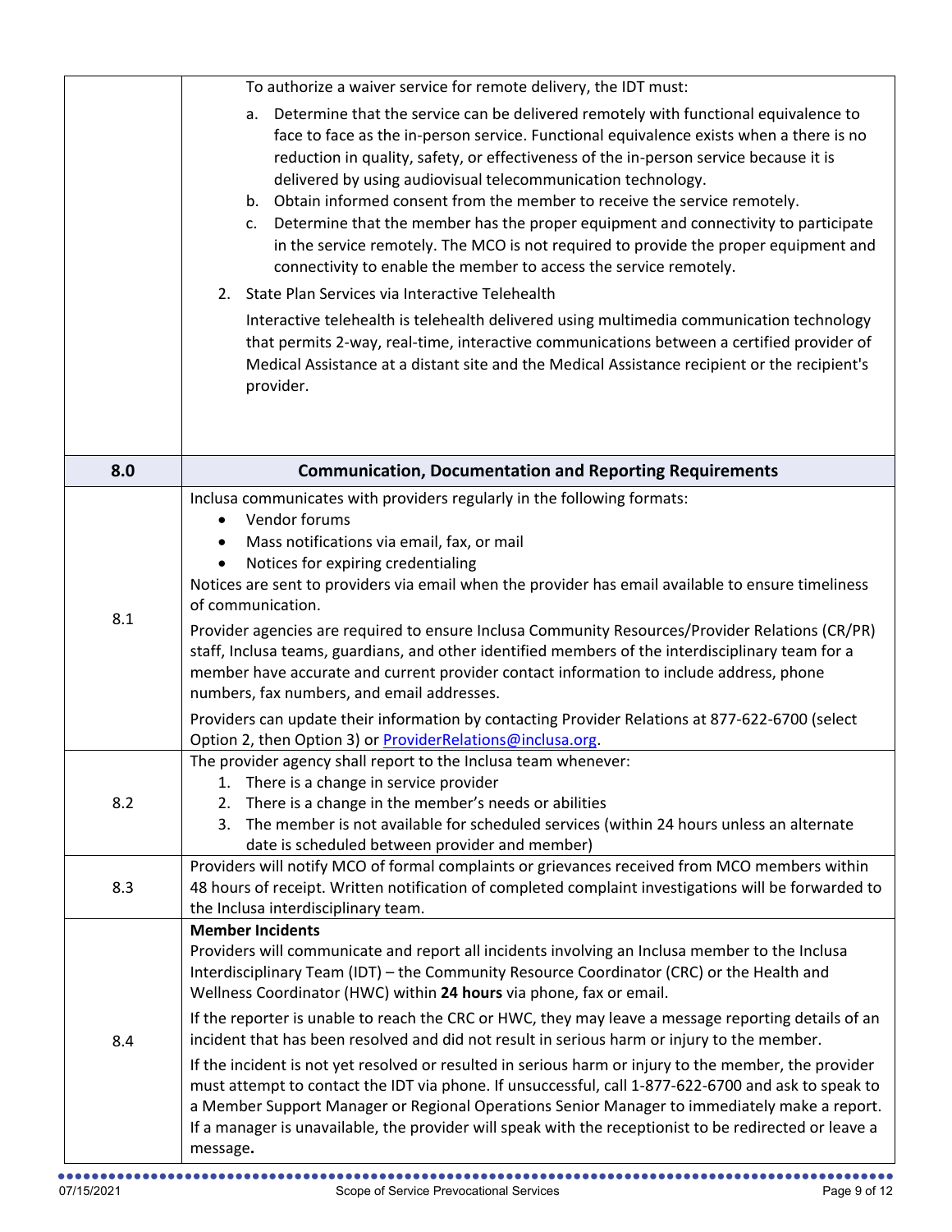| | |
|---|---|
| | To authorize a waiver service for remote delivery, the IDT must:<br>a. Determine that the service can be delivered remotely with functional equivalence to face to face as the in-person service. Functional equivalence exists when a there is no reduction in quality, safety, or effectiveness of the in-person service because it is delivered by using audiovisual telecommunication technology.<br>b. Obtain informed consent from the member to receive the service remotely.<br>c. Determine that the member has the proper equipment and connectivity to participate in the service remotely. The MCO is not required to provide the proper equipment and connectivity to enable the member to access the service remotely.<br>2. State Plan Services via Interactive Telehealth<br>Interactive telehealth is telehealth delivered using multimedia communication technology that permits 2-way, real-time, interactive communications between a certified provider of Medical Assistance at a distant site and the Medical Assistance recipient or the recipient's provider. |
| **8.0** | **Communication, Documentation and Reporting Requirements** |
| 8.1 | Inclusa communicates with providers regularly in the following formats:<br>• Vendor forums<br>• Mass notifications via email, fax, or mail<br>• Notices for expiring credentialing<br>Notices are sent to providers via email when the provider has email available to ensure timeliness of communication.<br>Provider agencies are required to ensure Inclusa Community Resources/Provider Relations (CR/PR) staff, Inclusa teams, guardians, and other identified members of the interdisciplinary team for a member have accurate and current provider contact information to include address, phone numbers, fax numbers, and email addresses.<br>Providers can update their information by contacting Provider Relations at 877-622-6700 (select Option 2, then Option 3) or ProviderRelations@inclusa.org. |
| 8.2 | The provider agency shall report to the Inclusa team whenever:<br>1. There is a change in service provider<br>2. There is a change in the member's needs or abilities<br>3. The member is not available for scheduled services (within 24 hours unless an alternate date is scheduled between provider and member) |
| 8.3 | Providers will notify MCO of formal complaints or grievances received from MCO members within 48 hours of receipt. Written notification of completed complaint investigations will be forwarded to the Inclusa interdisciplinary team. |
| 8.4 | **Member Incidents**<br>Providers will communicate and report all incidents involving an Inclusa member to the Inclusa Interdisciplinary Team (IDT) – the Community Resource Coordinator (CRC) or the Health and Wellness Coordinator (HWC) within **24 hours** via phone, fax or email.<br>If the reporter is unable to reach the CRC or HWC, they may leave a message reporting details of an incident that has been resolved and did not result in serious harm or injury to the member.<br>If the incident is not yet resolved or resulted in serious harm or injury to the member, the provider must attempt to contact the IDT via phone. If unsuccessful, call 1-877-622-6700 and ask to speak to a Member Support Manager or Regional Operations Senior Manager to immediately make a report. If a manager is unavailable, the provider will speak with the receptionist to be redirected or leave a message**.** |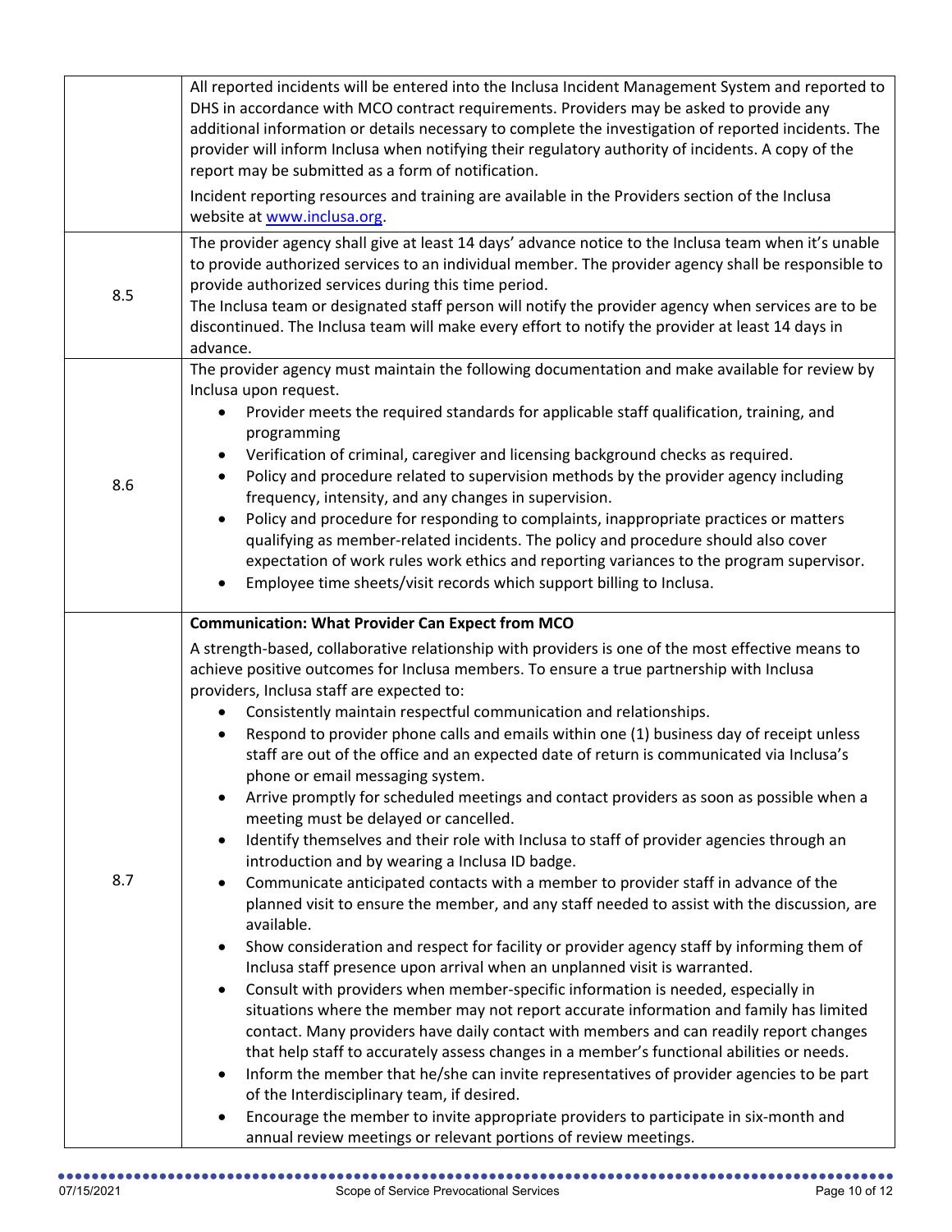| | |
|---|---|
| | All reported incidents will be entered into the Inclusa Incident Management System and reported to DHS in accordance with MCO contract requirements. Providers may be asked to provide any additional information or details necessary to complete the investigation of reported incidents. The provider will inform Inclusa when notifying their regulatory authority of incidents. A copy of the report may be submitted as a form of notification.<br><br>Incident reporting resources and training are available in the Providers section of the Inclusa website at [www.inclusa.org](http://www.inclusa.org). |
| 8.5 | The provider agency shall give at least 14 days' advance notice to the Inclusa team when it's unable to provide authorized services to an individual member. The provider agency shall be responsible to provide authorized services during this time period.<br>The Inclusa team or designated staff person will notify the provider agency when services are to be discontinued. The Inclusa team will make every effort to notify the provider at least 14 days in advance. |
| 8.6 | The provider agency must maintain the following documentation and make available for review by Inclusa upon request.<br>• Provider meets the required standards for applicable staff qualification, training, and programming<br>• Verification of criminal, caregiver and licensing background checks as required.<br>• Policy and procedure related to supervision methods by the provider agency including frequency, intensity, and any changes in supervision.<br>• Policy and procedure for responding to complaints, inappropriate practices or matters qualifying as member-related incidents. The policy and procedure should also cover expectation of work rules work ethics and reporting variances to the program supervisor.<br>• Employee time sheets/visit records which support billing to Inclusa. |
| 8.7 | **Communication: What Provider Can Expect from MCO**<br><br>A strength-based, collaborative relationship with providers is one of the most effective means to achieve positive outcomes for Inclusa members. To ensure a true partnership with Inclusa providers, Inclusa staff are expected to:<br>• Consistently maintain respectful communication and relationships.<br>• Respond to provider phone calls and emails within one (1) business day of receipt unless staff are out of the office and an expected date of return is communicated via Inclusa's phone or email messaging system.<br>• Arrive promptly for scheduled meetings and contact providers as soon as possible when a meeting must be delayed or cancelled.<br>• Identify themselves and their role with Inclusa to staff of provider agencies through an introduction and by wearing a Inclusa ID badge.<br>• Communicate anticipated contacts with a member to provider staff in advance of the planned visit to ensure the member, and any staff needed to assist with the discussion, are available.<br>• Show consideration and respect for facility or provider agency staff by informing them of Inclusa staff presence upon arrival when an unplanned visit is warranted.<br>• Consult with providers when member-specific information is needed, especially in situations where the member may not report accurate information and family has limited contact. Many providers have daily contact with members and can readily report changes that help staff to accurately assess changes in a member's functional abilities or needs.<br>• Inform the member that he/she can invite representatives of provider agencies to be part of the Interdisciplinary team, if desired.<br>• Encourage the member to invite appropriate providers to participate in six-month and annual review meetings or relevant portions of review meetings. |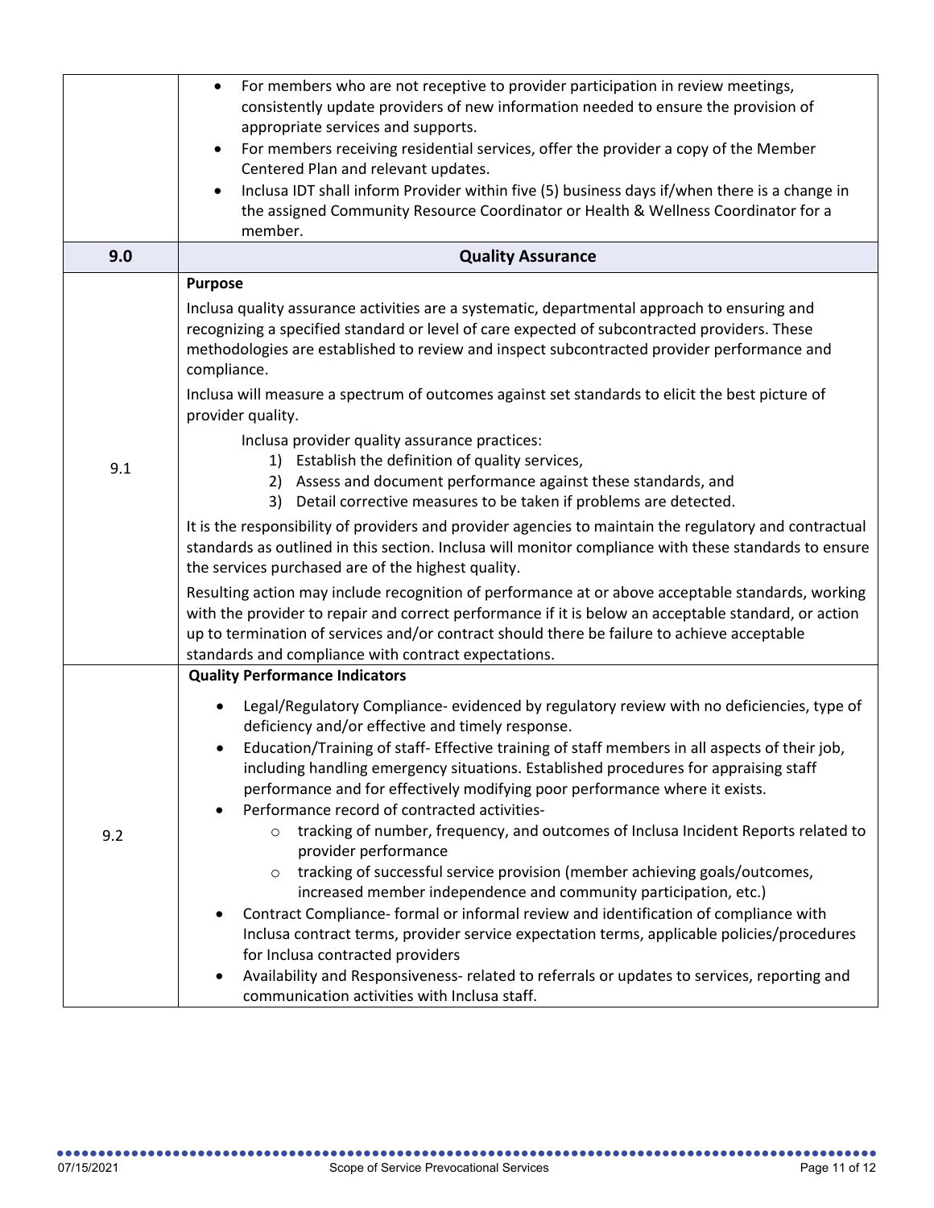| | |
|---|---|
| | • For members who are not receptive to provider participation in review meetings, consistently update providers of new information needed to ensure the provision of appropriate services and supports.<br>• For members receiving residential services, offer the provider a copy of the Member Centered Plan and relevant updates.<br>• Inclusa IDT shall inform Provider within five (5) business days if/when there is a change in the assigned Community Resource Coordinator or Health & Wellness Coordinator for a member. |
| **9.0** | **Quality Assurance** |
| 9.1 | **Purpose**<br>Inclusa quality assurance activities are a systematic, departmental approach to ensuring and recognizing a specified standard or level of care expected of subcontracted providers. These methodologies are established to review and inspect subcontracted provider performance and compliance.<br>Inclusa will measure a spectrum of outcomes against set standards to elicit the best picture of provider quality.<br>Inclusa provider quality assurance practices:<br>1) Establish the definition of quality services,<br>2) Assess and document performance against these standards, and<br>3) Detail corrective measures to be taken if problems are detected.<br>It is the responsibility of providers and provider agencies to maintain the regulatory and contractual standards as outlined in this section. Inclusa will monitor compliance with these standards to ensure the services purchased are of the highest quality.<br>Resulting action may include recognition of performance at or above acceptable standards, working with the provider to repair and correct performance if it is below an acceptable standard, or action up to termination of services and/or contract should there be failure to achieve acceptable standards and compliance with contract expectations. |
| 9.2 | **Quality Performance Indicators**<br>• Legal/Regulatory Compliance- evidenced by regulatory review with no deficiencies, type of deficiency and/or effective and timely response.<br>• Education/Training of staff- Effective training of staff members in all aspects of their job, including handling emergency situations. Established procedures for appraising staff performance and for effectively modifying poor performance where it exists.<br>• Performance record of contracted activities-<br>&nbsp;&nbsp;&nbsp;&nbsp;○ tracking of number, frequency, and outcomes of Inclusa Incident Reports related to provider performance<br>&nbsp;&nbsp;&nbsp;&nbsp;○ tracking of successful service provision (member achieving goals/outcomes, increased member independence and community participation, etc.)<br>• Contract Compliance- formal or informal review and identification of compliance with Inclusa contract terms, provider service expectation terms, applicable policies/procedures for Inclusa contracted providers<br>• Availability and Responsiveness- related to referrals or updates to services, reporting and communication activities with Inclusa staff. |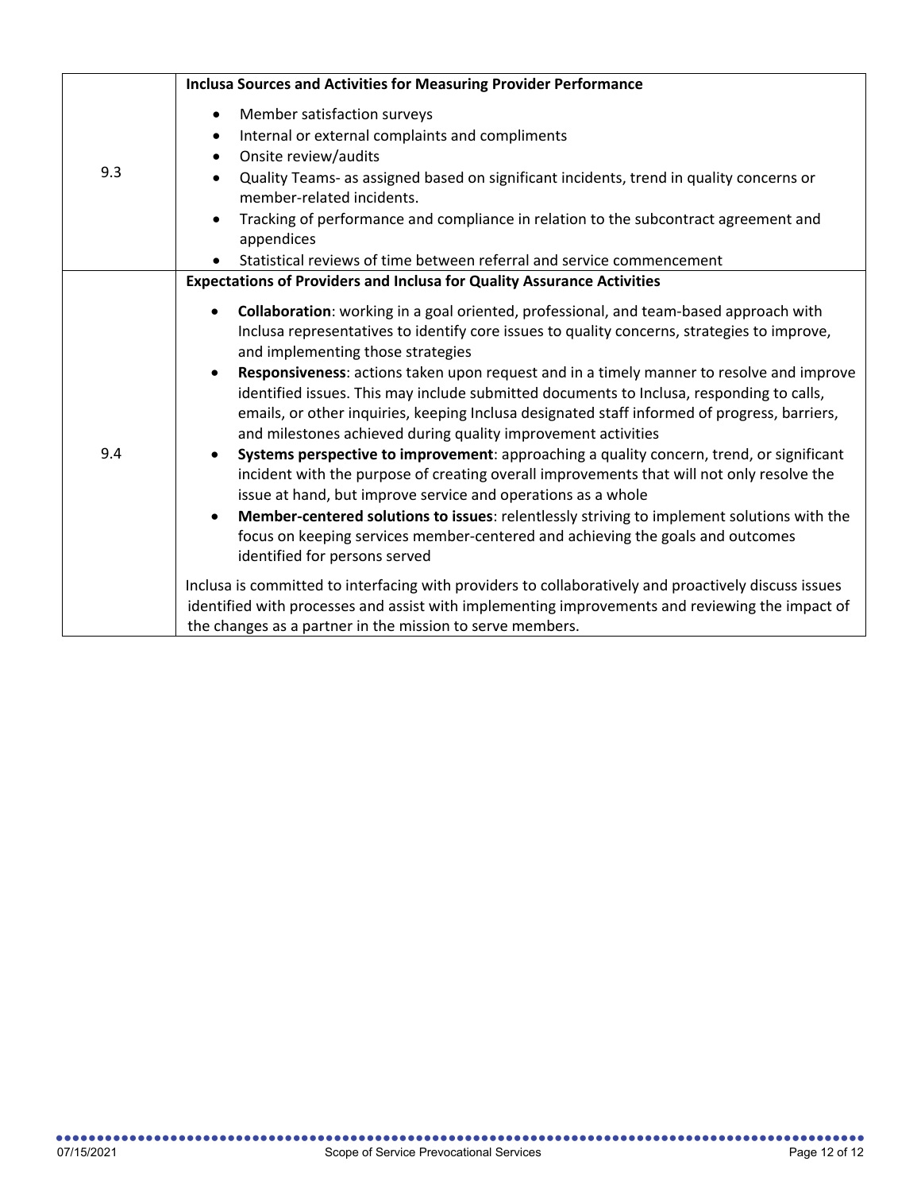| | |
|---|---|
| 9.3 | **Inclusa Sources and Activities for Measuring Provider Performance**<br>• Member satisfaction surveys<br>• Internal or external complaints and compliments<br>• Onsite review/audits<br>• Quality Teams- as assigned based on significant incidents, trend in quality concerns or member-related incidents.<br>• Tracking of performance and compliance in relation to the subcontract agreement and appendices<br>• Statistical reviews of time between referral and service commencement |
| 9.4 | **Expectations of Providers and Inclusa for Quality Assurance Activities**<br>• **Collaboration**: working in a goal oriented, professional, and team-based approach with Inclusa representatives to identify core issues to quality concerns, strategies to improve, and implementing those strategies<br>• **Responsiveness**: actions taken upon request and in a timely manner to resolve and improve identified issues. This may include submitted documents to Inclusa, responding to calls, emails, or other inquiries, keeping Inclusa designated staff informed of progress, barriers, and milestones achieved during quality improvement activities<br>• **Systems perspective to improvement**: approaching a quality concern, trend, or significant incident with the purpose of creating overall improvements that will not only resolve the issue at hand, but improve service and operations as a whole<br>• **Member-centered solutions to issues**: relentlessly striving to implement solutions with the focus on keeping services member-centered and achieving the goals and outcomes identified for persons served<br><br>Inclusa is committed to interfacing with providers to collaboratively and proactively discuss issues identified with processes and assist with implementing improvements and reviewing the impact of the changes as a partner in the mission to serve members. |